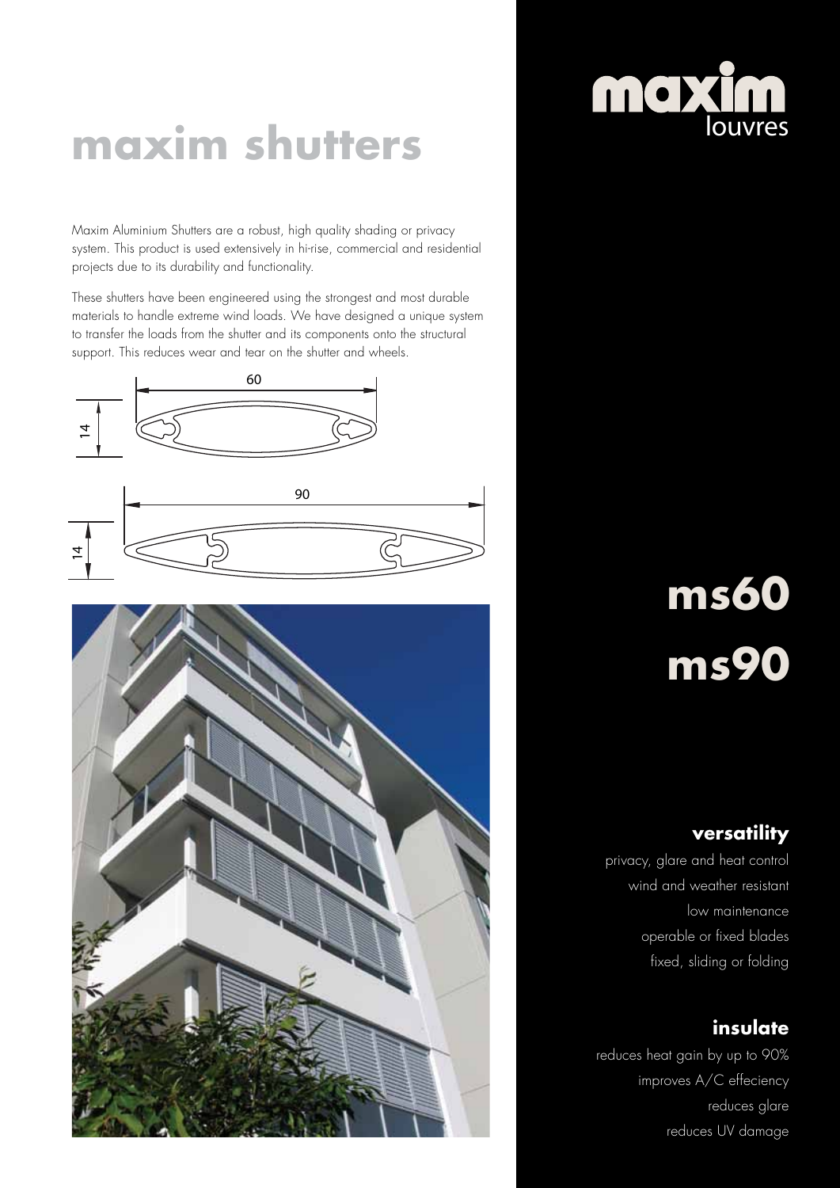# maxim shutters

maxim louvres

Maxim Aluminium Shutters are a robust, high quality shading or privacy system. This product is used extensively in hi-rise, commercial and residential projects due to its durability and functionality.

These shutters have been engineered using the strongest and most durable materials to handle extreme wind loads. We have designed a unique system to transfer the loads from the shutter and its components onto the structural support. This reduces wear and tear on the shutter and wheels.

60

14

90

14

# ms60
# ms90

### versatility

privacy, glare and heat control
wind and weather resistant
low maintenance
operable or fixed blades
fixed, sliding or folding

### insulate

reduces heat gain by up to 90%
improves A/C effeciency
reduces glare
reduces UV damage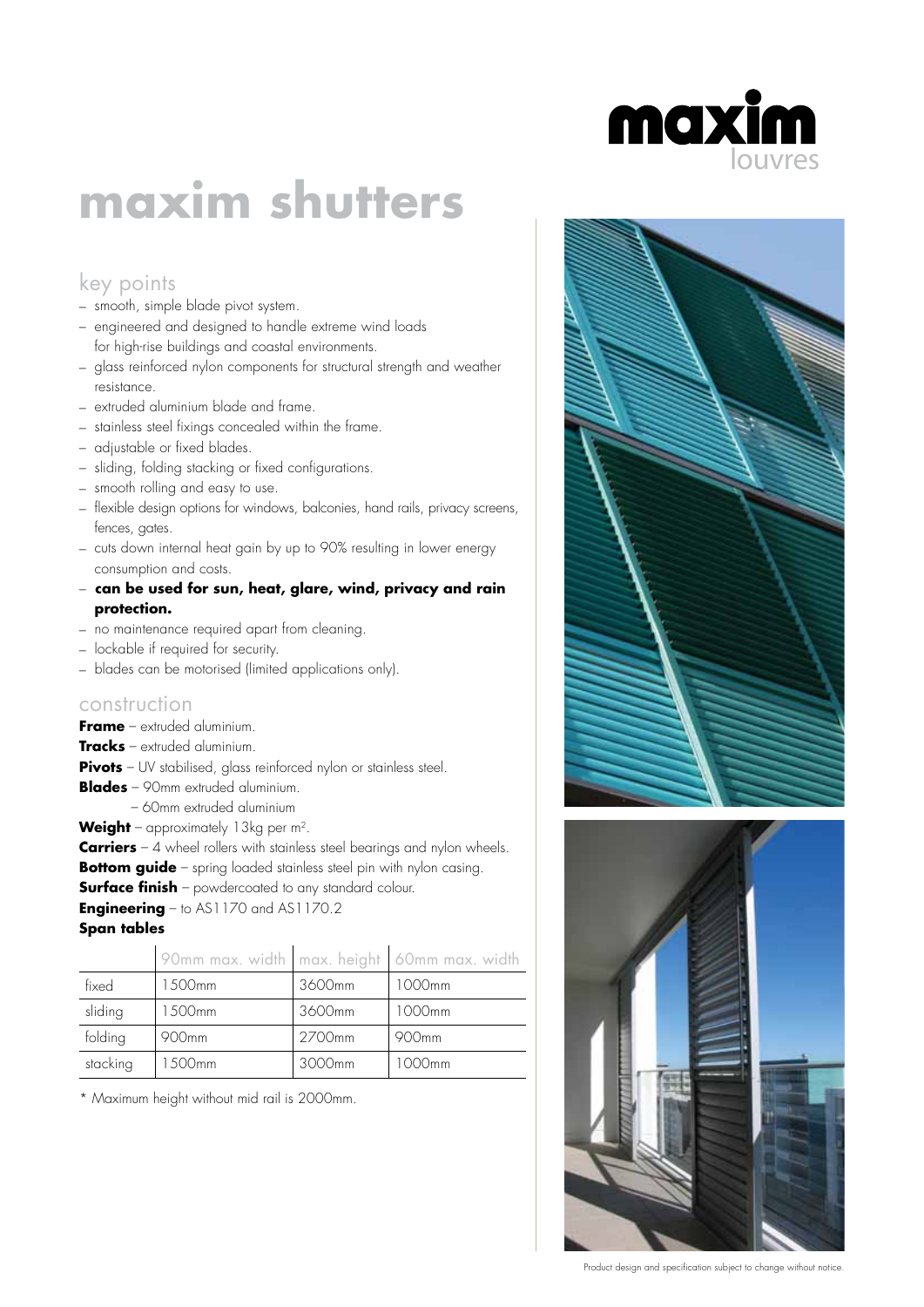maxim
louvres

# maxim shutters

## key points

- smooth, simple blade pivot system.
- engineered and designed to handle extreme wind loads for high-rise buildings and coastal environments.
- glass reinforced nylon components for structural strength and weather resistance.
- extruded aluminium blade and frame.
- stainless steel fixings concealed within the frame.
- adjustable or fixed blades.
- sliding, folding stacking or fixed configurations.
- smooth rolling and easy to use.
- flexible design options for windows, balconies, hand rails, privacy screens, fences, gates.
- cuts down internal heat gain by up to 90% resulting in lower energy consumption and costs.
- **can be used for sun, heat, glare, wind, privacy and rain protection.**
- no maintenance required apart from cleaning.
- lockable if required for security.
- blades can be motorised (limited applications only).

## construction

**Frame** – extruded aluminium.
**Tracks** – extruded aluminium.
**Pivots** – UV stabilised, glass reinforced nylon or stainless steel.
**Blades** – 90mm extruded aluminium.
– 60mm extruded aluminium
**Weight** – approximately 13kg per m².
**Carriers** – 4 wheel rollers with stainless steel bearings and nylon wheels.
**Bottom guide** – spring loaded stainless steel pin with nylon casing.
**Surface finish** – powdercoated to any standard colour.
**Engineering** – to AS1170 and AS1170.2
**Span tables**

| | 90mm max. width | max. height | 60mm max. width |
|---|---|---|---|
| fixed | 1500mm | 3600mm | 1000mm |
| sliding | 1500mm | 3600mm | 1000mm |
| folding | 900mm | 2700mm | 900mm |
| stacking | 1500mm | 3000mm | 1000mm |

* Maximum height without mid rail is 2000mm.

Product design and specification subject to change without notice.